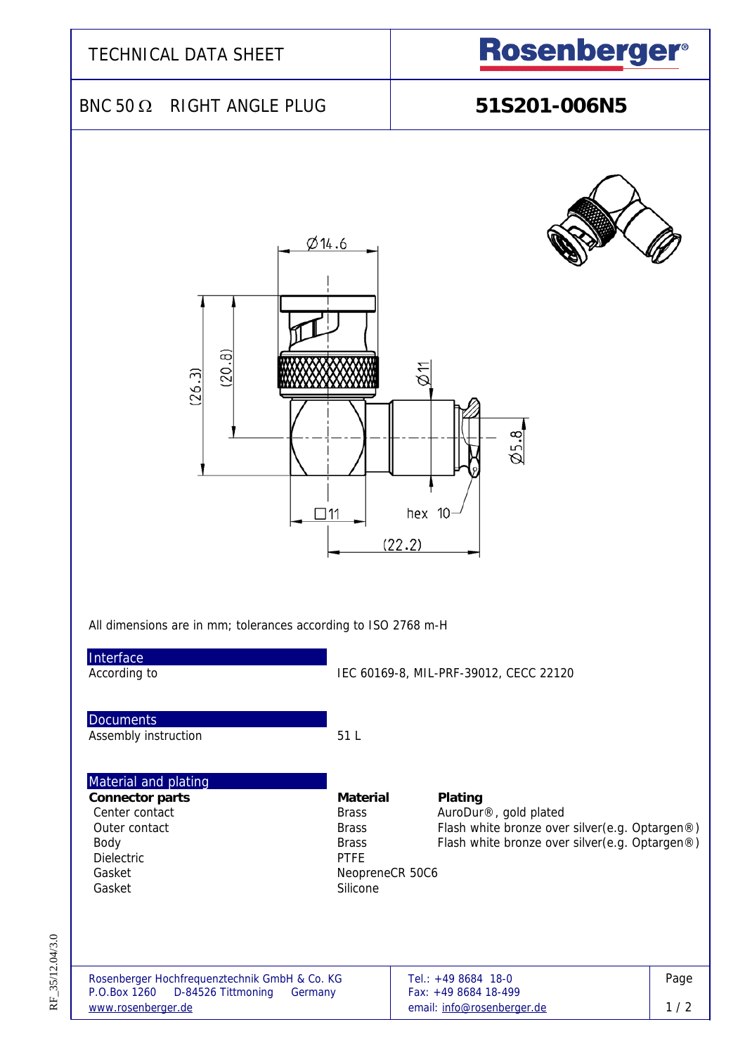# TECHNICAL DATA SHEET

**Rosenberger**

## BNC 50 Ω RIGHT ANGLE PLUG

## 51S201-006N5

Ø14.6

(26.3)

(20.8)

Ø11

Ø5.8

□11

hex 10

(22.2)

All dimensions are in mm; tolerances according to ISO 2768 m-H

### Interface

| | |
|---|---|
| According to | IEC 60169-8, MIL-PRF-39012, CECC 22120 |

### Documents

| | |
|---|---|
| Assembly instruction | 51 L |

### Material and plating

| **Connector parts** | **Material** | **Plating** |
|---|---|---|
| Center contact | Brass | AuroDur®, gold plated |
| Outer contact | Brass | Flash white bronze over silver(e.g. Optargen®) |
| Body | Brass | Flash white bronze over silver(e.g. Optargen®) |
| Dielectric | PTFE | |
| Gasket | NeopreneCR 50C6 | |
| Gasket | Silicone | |

Rosenberger Hochfrequenztechnik GmbH & Co. KG
P.O.Box 1260 D-84526 Tittmoning Germany
www.rosenberger.de

Tel.: +49 8684 18-0
Fax: +49 8684 18-499
email: info@rosenberger.de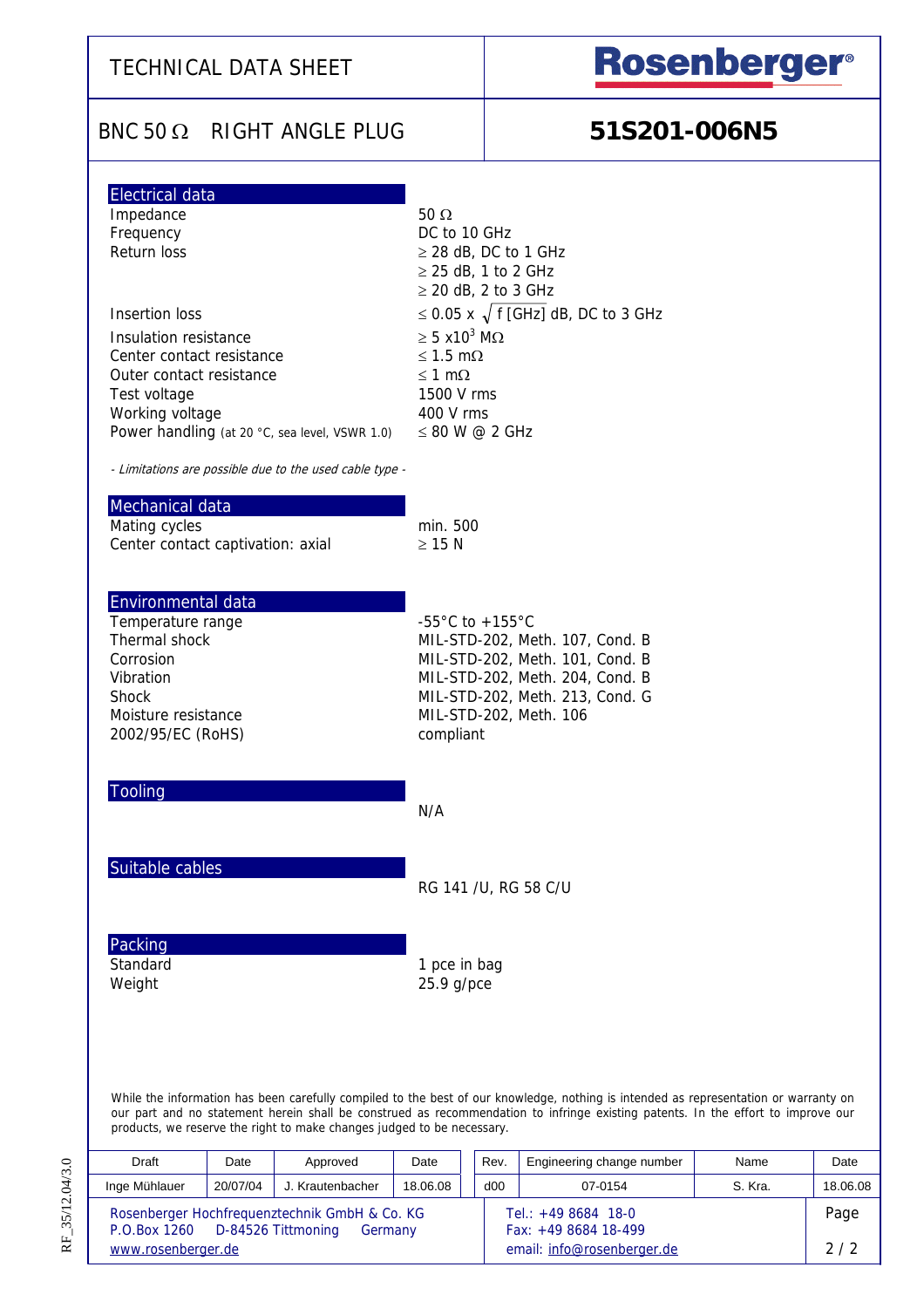# TECHNICAL DATA SHEET

**Rosenberger**

## BNC 50 Ω RIGHT ANGLE PLUG

## 51S201-006N5

### Electrical data

| | |
|---|---|
| Impedance | 50 Ω |
| Frequency | DC to 10 GHz |
| Return loss | ≥ 28 dB, DC to 1 GHz<br>≥ 25 dB, 1 to 2 GHz<br>≥ 20 dB, 2 to 3 GHz |
| Insertion loss | ≤ 0.05 x $\sqrt{f\,[GHz]}$ dB, DC to 3 GHz |
| Insulation resistance | ≥ 5 x$10^3$ MΩ |
| Center contact resistance | ≤ 1.5 mΩ |
| Outer contact resistance | ≤ 1 mΩ |
| Test voltage | 1500 V rms |
| Working voltage | 400 V rms |
| Power handling (at 20 °C, sea level, VSWR 1.0) | ≤ 80 W @ 2 GHz |

*- Limitations are possible due to the used cable type -*

### Mechanical data

| | |
|---|---|
| Mating cycles | min. 500 |
| Center contact captivation: axial | ≥ 15 N |

### Environmental data

| | |
|---|---|
| Temperature range | -55°C to +155°C |
| Thermal shock | MIL-STD-202, Meth. 107, Cond. B |
| Corrosion | MIL-STD-202, Meth. 101, Cond. B |
| Vibration | MIL-STD-202, Meth. 204, Cond. B |
| Shock | MIL-STD-202, Meth. 213, Cond. G |
| Moisture resistance | MIL-STD-202, Meth. 106 |
| 2002/95/EC (RoHS) | compliant |

### Tooling

N/A

### Suitable cables

RG 141 /U, RG 58 C/U

### Packing

| | |
|---|---|
| Standard | 1 pce in bag |
| Weight | 25.9 g/pce |

While the information has been carefully compiled to the best of our knowledge, nothing is intended as representation or warranty on our part and no statement herein shall be construed as recommendation to infringe existing patents. In the effort to improve our products, we reserve the right to make changes judged to be necessary.

| Draft | Date | Approved | Date | Rev. | Engineering change number | Name | Date |
|---|---|---|---|---|---|---|---|
| Inge Mühlauer | 20/07/04 | J. Krautenbacher | 18.06.08 | d00 | 07-0154 | S. Kra. | 18.06.08 |

Rosenberger Hochfrequenztechnik GmbH & Co. KG
P.O.Box 1260 D-84526 Tittmoning Germany
www.rosenberger.de

Tel.: +49 8684 18-0
Fax: +49 8684 18-499
email: info@rosenberger.de

RF_35/12.04/3.0